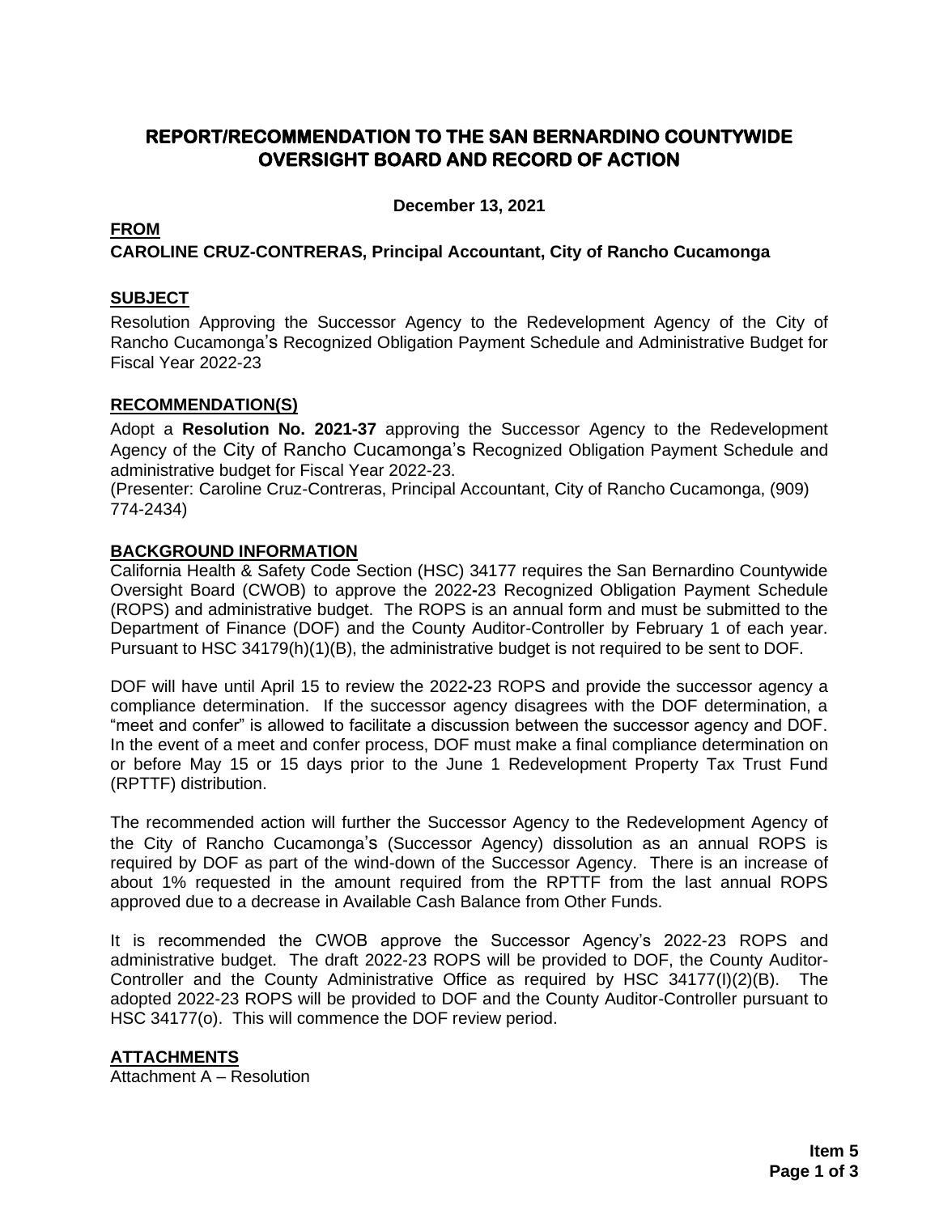# REPORT/RECOMMENDATION TO THE SAN BERNARDINO COUNTYWIDE OVERSIGHT BOARD AND RECORD OF ACTION

**December 13, 2021**

**FROM**

**CAROLINE CRUZ-CONTRERAS, Principal Accountant, City of Rancho Cucamonga**

**SUBJECT**

Resolution Approving the Successor Agency to the Redevelopment Agency of the City of Rancho Cucamonga's Recognized Obligation Payment Schedule and Administrative Budget for Fiscal Year 2022-23

**RECOMMENDATION(S)**

Adopt a **Resolution No. 2021-37** approving the Successor Agency to the Redevelopment Agency of the City of Rancho Cucamonga's Recognized Obligation Payment Schedule and administrative budget for Fiscal Year 2022-23.
(Presenter: Caroline Cruz-Contreras, Principal Accountant, City of Rancho Cucamonga, (909) 774-2434)

**BACKGROUND INFORMATION**

California Health & Safety Code Section (HSC) 34177 requires the San Bernardino Countywide Oversight Board (CWOB) to approve the 2022-23 Recognized Obligation Payment Schedule (ROPS) and administrative budget. The ROPS is an annual form and must be submitted to the Department of Finance (DOF) and the County Auditor-Controller by February 1 of each year. Pursuant to HSC 34179(h)(1)(B), the administrative budget is not required to be sent to DOF.

DOF will have until April 15 to review the 2022-23 ROPS and provide the successor agency a compliance determination. If the successor agency disagrees with the DOF determination, a "meet and confer" is allowed to facilitate a discussion between the successor agency and DOF. In the event of a meet and confer process, DOF must make a final compliance determination on or before May 15 or 15 days prior to the June 1 Redevelopment Property Tax Trust Fund (RPTTF) distribution.

The recommended action will further the Successor Agency to the Redevelopment Agency of the City of Rancho Cucamonga's (Successor Agency) dissolution as an annual ROPS is required by DOF as part of the wind-down of the Successor Agency. There is an increase of about 1% requested in the amount required from the RPTTF from the last annual ROPS approved due to a decrease in Available Cash Balance from Other Funds.

It is recommended the CWOB approve the Successor Agency's 2022-23 ROPS and administrative budget. The draft 2022-23 ROPS will be provided to DOF, the County Auditor-Controller and the County Administrative Office as required by HSC 34177(I)(2)(B). The adopted 2022-23 ROPS will be provided to DOF and the County Auditor-Controller pursuant to HSC 34177(o). This will commence the DOF review period.

**ATTACHMENTS**

Attachment A – Resolution

**Item 5**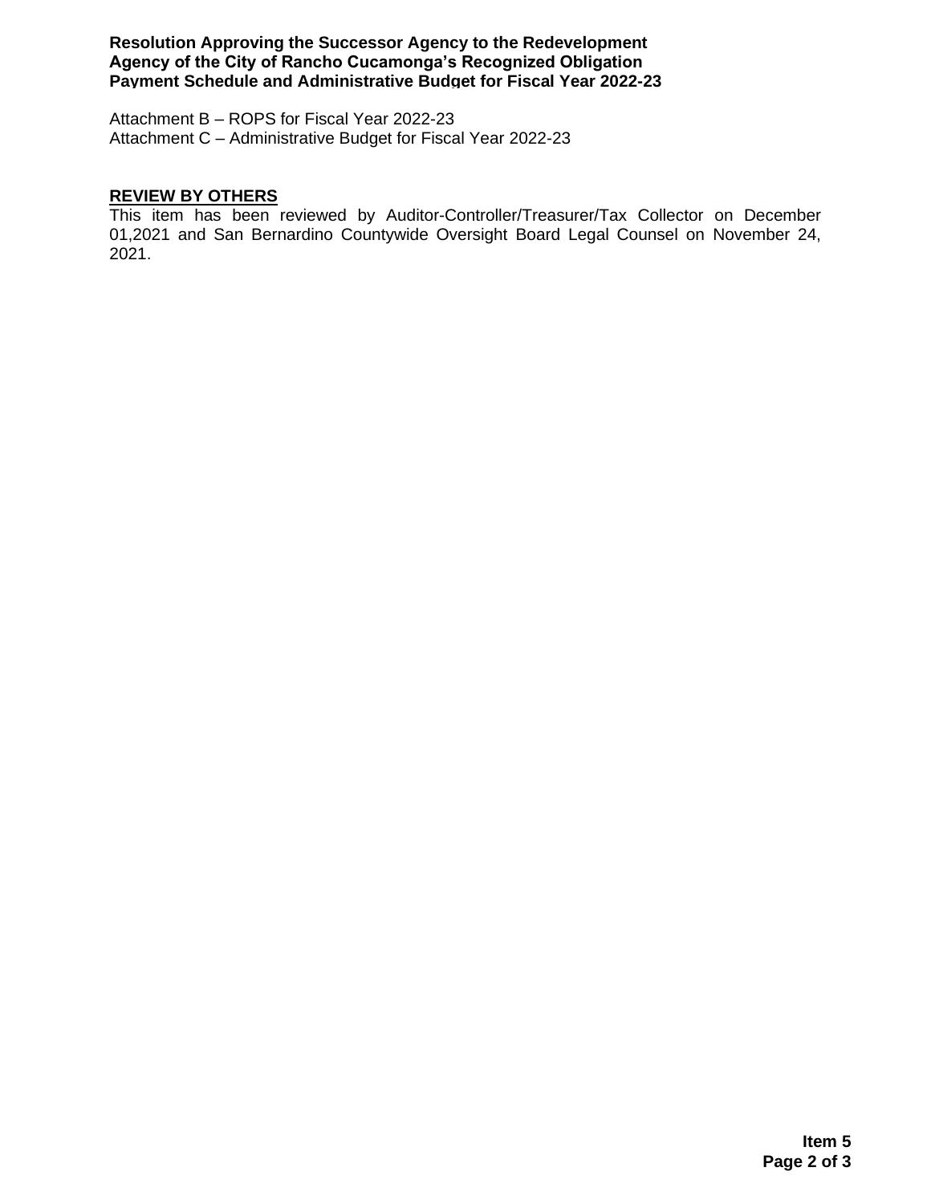Attachment B – ROPS for Fiscal Year 2022-23
Attachment C – Administrative Budget for Fiscal Year 2022-23

## REVIEW BY OTHERS

This item has been reviewed by Auditor-Controller/Treasurer/Tax Collector on December 01,2021 and San Bernardino Countywide Oversight Board Legal Counsel on November 24, 2021.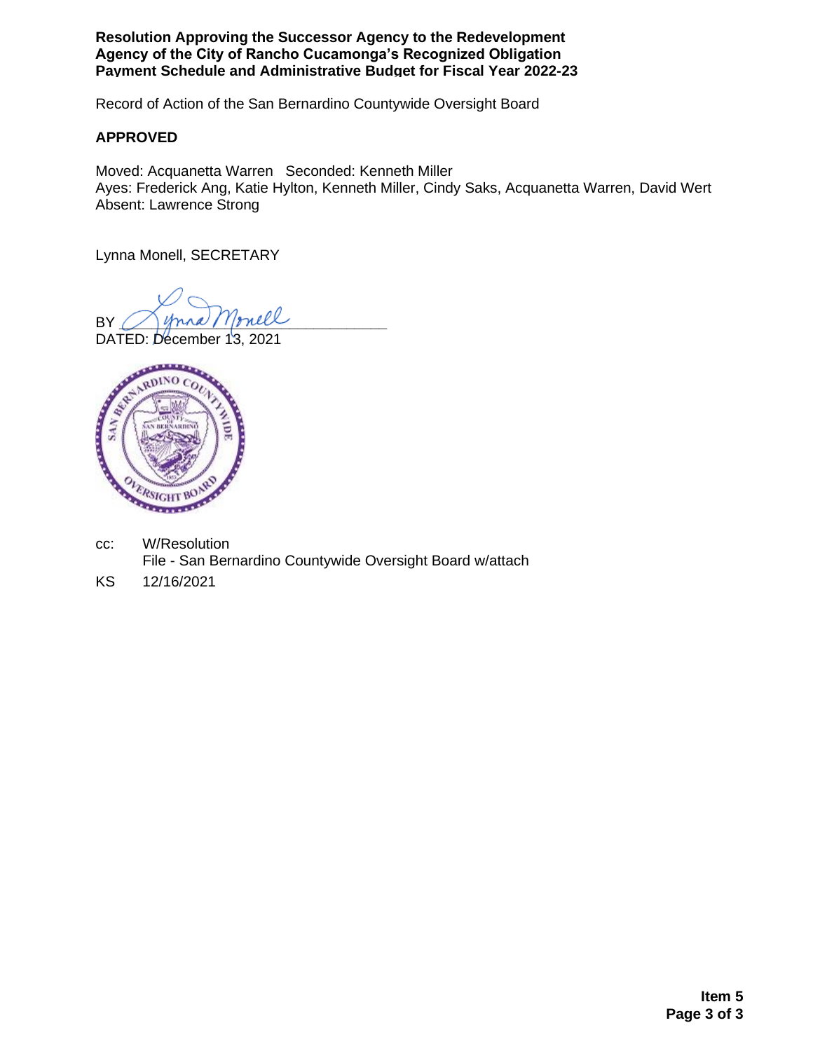**Resolution Approving the Successor Agency to the Redevelopment Agency of the City of Rancho Cucamonga's Recognized Obligation Payment Schedule and Administrative Budget for Fiscal Year 2022-23**

Record of Action of the San Bernardino Countywide Oversight Board

**APPROVED**

Moved: Acquanetta Warren   Seconded: Kenneth Miller
Ayes: Frederick Ang, Katie Hylton, Kenneth Miller, Cindy Saks, Acquanetta Warren, David Wert
Absent: Lawrence Strong

Lynna Monell, SECRETARY

BY ______________________________

DATED: December 13, 2021

cc: W/Resolution
File - San Bernardino Countywide Oversight Board w/attach

KS 12/16/2021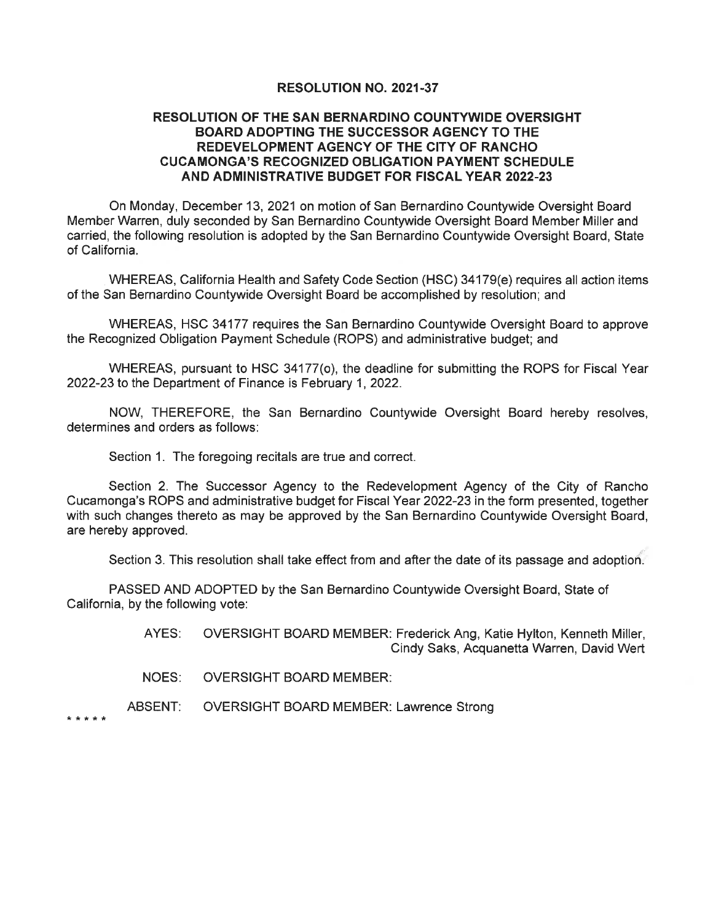**RESOLUTION NO. 2021-37**

**RESOLUTION OF THE SAN BERNARDINO COUNTYWIDE OVERSIGHT BOARD ADOPTING THE SUCCESSOR AGENCY TO THE REDEVELOPMENT AGENCY OF THE CITY OF RANCHO CUCAMONGA'S RECOGNIZED OBLIGATION PAYMENT SCHEDULE AND ADMINISTRATIVE BUDGET FOR FISCAL YEAR 2022-23**

On Monday, December 13, 2021 on motion of San Bernardino Countywide Oversight Board Member Warren, duly seconded by San Bernardino Countywide Oversight Board Member Miller and carried, the following resolution is adopted by the San Bernardino Countywide Oversight Board, State of California.

WHEREAS, California Health and Safety Code Section (HSC) 34179(e) requires all action items of the San Bernardino Countywide Oversight Board be accomplished by resolution; and

WHEREAS, HSC 34177 requires the San Bernardino Countywide Oversight Board to approve the Recognized Obligation Payment Schedule (ROPS) and administrative budget; and

WHEREAS, pursuant to HSC 34177(o), the deadline for submitting the ROPS for Fiscal Year 2022-23 to the Department of Finance is February 1, 2022.

NOW, THEREFORE, the San Bernardino Countywide Oversight Board hereby resolves, determines and orders as follows:

Section 1. The foregoing recitals are true and correct.

Section 2. The Successor Agency to the Redevelopment Agency of the City of Rancho Cucamonga's ROPS and administrative budget for Fiscal Year 2022-23 in the form presented, together with such changes thereto as may be approved by the San Bernardino Countywide Oversight Board, are hereby approved.

Section 3. This resolution shall take effect from and after the date of its passage and adoption.

PASSED AND ADOPTED by the San Bernardino Countywide Oversight Board, State of California, by the following vote:

AYES: OVERSIGHT BOARD MEMBER: Frederick Ang, Katie Hylton, Kenneth Miller, Cindy Saks, Acquanetta Warren, David Wert

NOES: OVERSIGHT BOARD MEMBER:

ABSENT: OVERSIGHT BOARD MEMBER: Lawrence Strong

* * * * *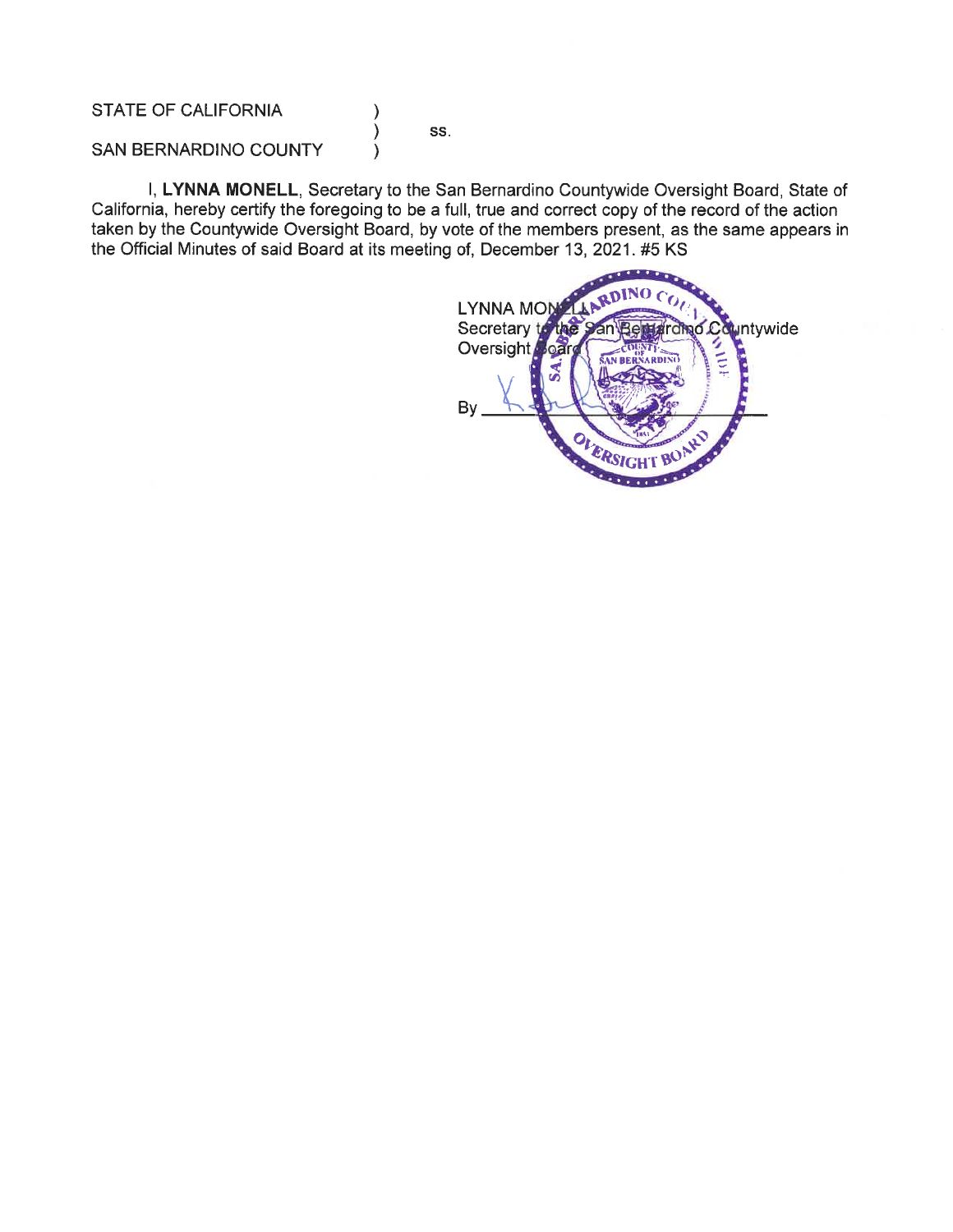STATE OF CALIFORNIA )
) ss.
SAN BERNARDINO COUNTY )

I, **LYNNA MONELL**, Secretary to the San Bernardino Countywide Oversight Board, State of California, hereby certify the foregoing to be a full, true and correct copy of the record of the action taken by the Countywide Oversight Board, by vote of the members present, as the same appears in the Official Minutes of said Board at its meeting of, December 13, 2021. #5 KS

LYNNA MONELL
Secretary to the San Bernardino Countywide Oversight Board

By ______________________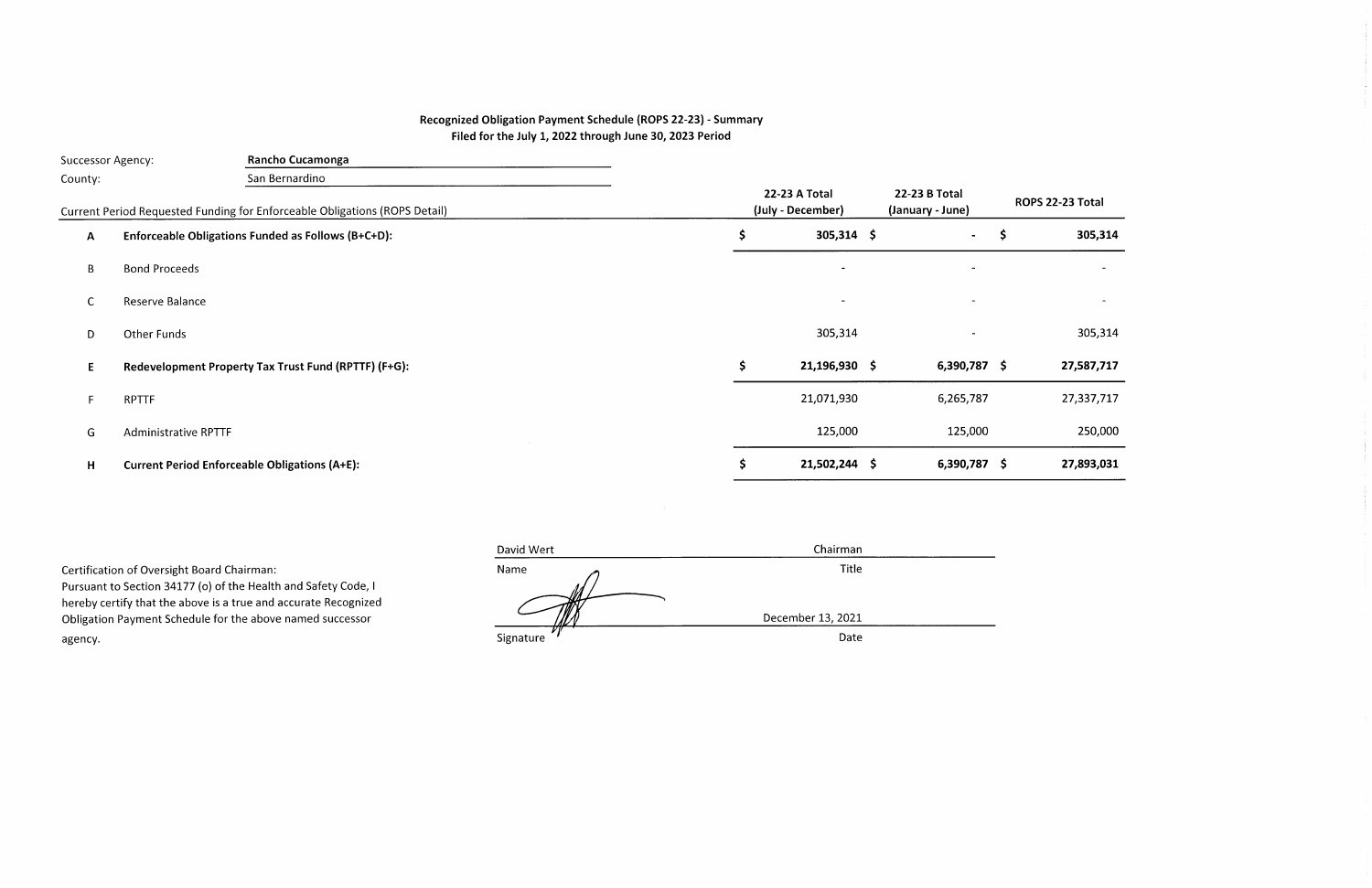**Recognized Obligation Payment Schedule (ROPS 22-23) - Summary**
**Filed for the July 1, 2022 through June 30, 2023 Period**

Successor Agency: **Rancho Cucamonga**
County: San Bernardino

| | Current Period Requested Funding for Enforceable Obligations (ROPS Detail) | 22-23 A Total (July - December) | 22-23 B Total (January - June) | ROPS 22-23 Total |
|---|---|---|---|---|
| **A** | **Enforceable Obligations Funded as Follows (B+C+D):** | **$ 305,314** | **$ -** | **$ 305,314** |
| B | Bond Proceeds | - | - | - |
| C | Reserve Balance | - | - | - |
| D | Other Funds | 305,314 | - | 305,314 |
| **E** | **Redevelopment Property Tax Trust Fund (RPTTF) (F+G):** | **$ 21,196,930** | **$ 6,390,787** | **$ 27,587,717** |
| F | RPTTF | 21,071,930 | 6,265,787 | 27,337,717 |
| G | Administrative RPTTF | 125,000 | 125,000 | 250,000 |
| **H** | **Current Period Enforceable Obligations (A+E):** | **$ 21,502,244** | **$ 6,390,787** | **$ 27,893,031** |

Certification of Oversight Board Chairman:
Pursuant to Section 34177 (o) of the Health and Safety Code, I hereby certify that the above is a true and accurate Recognized Obligation Payment Schedule for the above named successor agency.

| David Wert | Chairman |
|---|---|
| Name | Title |
| [Signature] | December 13, 2021 |
| Signature | Date |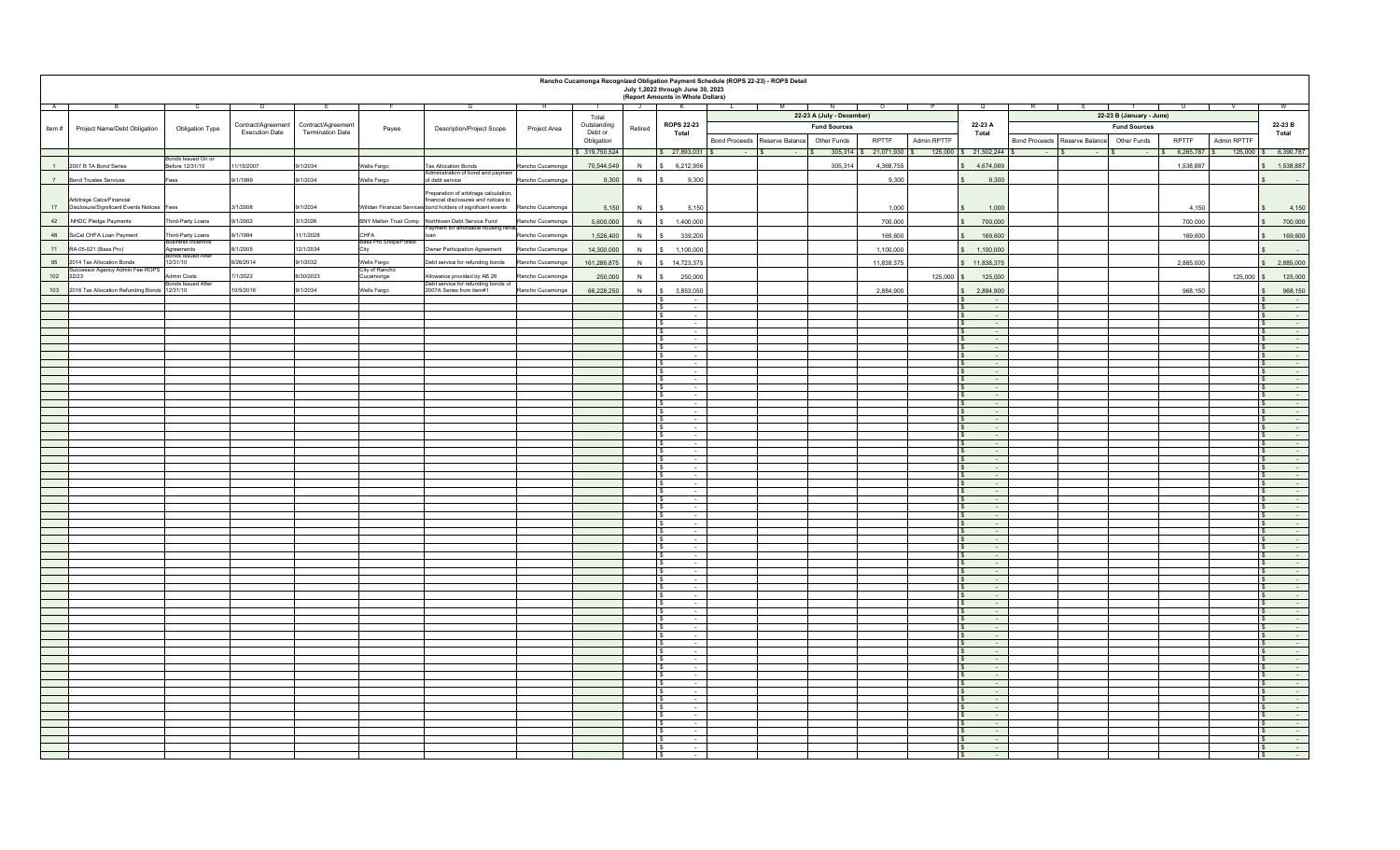# Rancho Cucamonga Recognized Obligation Payment Schedule (ROPS 22-23) - ROPS Detail

**July 1,2022 through June 30, 2023**

**(Report Amounts in Whole Dollars)**

| A | B | C | D | E | F | G | H | I | J | K | L | M | N | O | P | Q | R | S | T | U | V | W |
|---|---|---|---|---|---|---|---|---|---|---|---|---|---|---|---|---|---|---|---|---|---|---|
| | | | | | | | | | | | 22-23 A (July - December) | | | | | | 22-23 B (January - June) | | | | | |
| | | | | | | | | | | | Fund Sources | | | | | | Fund Sources | | | | | |
| Item # | Project Name/Debt Obligation | Obligation Type | Contract/Agreement Execution Date | Contract/Agreement Termination Date | Payee | Description/Project Scope | Project Area | Total Outstanding Debt or Obligation | Retired | ROPS 22-23 Total | Bond Proceeds | Reserve Balance | Other Funds | RPTTF | Admin RPTTF | 22-23 A Total | Bond Proceeds | Reserve Balance | Other Funds | RPTTF | Admin RPTTF | 22-23 B Total |
| | | | | | | | | $ 319,750,524 | | $ 27,893,031 | $ - | $ - | $ 305,314 | $ 21,071,930 | $ 125,000 | $ 21,502,244 | $ - | $ - | $ - | $ 6,265,787 | $ 125,000 | $ 6,390,787 |
| 1 | 2007 B TA Bond Series | Bonds Issued On or Before 12/31/10 | 11/15/2007 | 9/1/2034 | Wells Fargo | Tax Allocation Bonds | Rancho Cucamonga | 70,544,549 | N | $ 6,212,956 | | | 305,314 | 4,368,755 | | $ 4,674,069 | | | | 1,538,887 | | $ 1,538,887 |
| 7 | Bond Trustee Services | Fees | 9/1/1999 | 9/1/2034 | Wells Fargo | Administration of bond and payment of debt service | Rancho Cucamonga | 9,300 | N | $ 9,300 | | | | 9,300 | | $ 9,300 | | | | | | $ - |
| 17 | Arbitrage Calcs/Financial Disclosure/Significant Events Notices | Fees | 3/1/2008 | 9/1/2034 | Willdan Financial Services | Preparation of arbitrage calculation, financial disclosures and notices to bond holders of significant events | Rancho Cucamonga | 5,150 | N | $ 5,150 | | | | 1,000 | | $ 1,000 | | | | 4,150 | | $ 4,150 |
| 42 | NHDC Pledge Payments | Third-Party Loans | 9/1/2002 | 3/1/2026 | BNY Mellon Trust Comp | Northtown Debt Service Fund | Rancho Cucamonga | 5,600,000 | N | $ 1,400,000 | | | | 700,000 | | $ 700,000 | | | | 700,000 | | $ 700,000 |
| 48 | SoCal CHFA Loan Payment | Third-Party Loans | 8/1/1994 | 11/1/2026 | CHFA | Payment for affordable housing rental loan | Rancho Cucamonga | 1,526,400 | N | $ 339,200 | | | | 169,600 | | $ 169,600 | | | | 169,600 | | $ 169,600 |
| 71 | RA-05-021 (Bass Pro) | Business Incentive Agreements | 8/1/2005 | 12/1/2034 | Bass Pro Shops/Forest City | Owner Participation Agreement | Rancho Cucamonga | 14,300,000 | N | $ 1,100,000 | | | | 1,100,000 | | $ 1,100,000 | | | | | | $ - |
| 95 | 2014 Tax Allocation Bonds | Bonds Issued After 12/31/10 | 6/26/2014 | 9/1/2032 | Wells Fargo | Debt service for refunding bonds | Rancho Cucamonga | 161,286,875 | N | $ 14,723,375 | | | | 11,838,375 | | $ 11,838,375 | | | | 2,885,000 | | $ 2,885,000 |
| 102 | Successor Agency Admin Fee ROPS 22/23 | Admin Costs | 7/1/2022 | 6/30/2023 | City of Rancho Cucamonga | Allowance provided by AB 26 | Rancho Cucamonga | 250,000 | N | $ 250,000 | | | | | 125,000 | $ 125,000 | | | | | 125,000 | $ 125,000 |
| 103 | 2016 Tax Allocation Refunding Bonds | Bonds Issued After 12/31/10 | 10/5/2016 | 9/1/2034 | Wells Fargo | Debt service for refunding bonds of 2007A Series from item#1 | Rancho Cucamonga | 66,228,250 | N | $ 3,853,050 | | | | 2,884,900 | | $ 2,884,900 | | | | 968,150 | | $ 968,150 |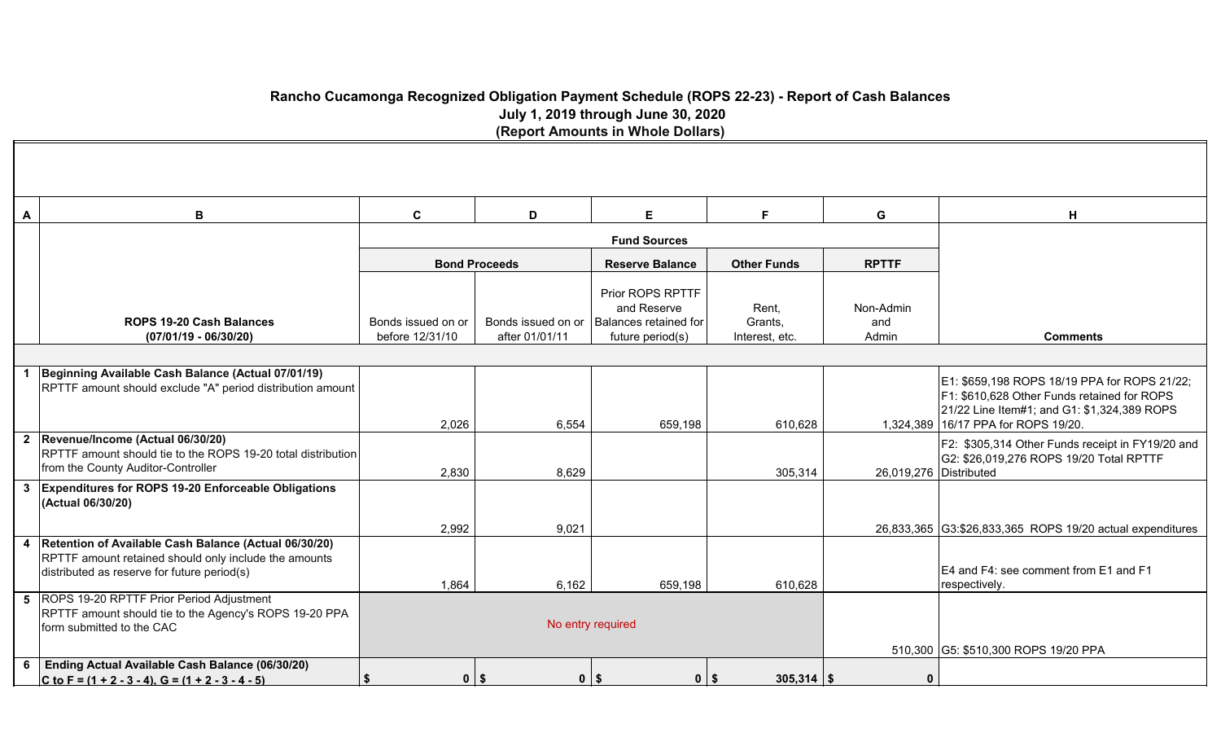# Rancho Cucamonga Recognized Obligation Payment Schedule (ROPS 22-23) - Report of Cash Balances

## July 1, 2019 through June 30, 2020

## (Report Amounts in Whole Dollars)

| A | B | C | D | E | F | G | H |
|---|---|---|---|---|---|---|---|
| | | Fund Sources | | | | | |
| | | Bond Proceeds | | Reserve Balance | Other Funds | RPTTF | |
| | ROPS 19-20 Cash Balances (07/01/19 - 06/30/20) | Bonds issued on or before 12/31/10 | Bonds issued on or after 01/01/11 | Prior ROPS RPTTF and Reserve Balances retained for future period(s) | Rent, Grants, Interest, etc. | Non-Admin and Admin | Comments |
| 1 | **Beginning Available Cash Balance (Actual 07/01/19)** RPTTF amount should exclude "A" period distribution amount | 2,026 | 6,554 | 659,198 | 610,628 | 1,324,389 | E1: $659,198 ROPS 18/19 PPA for ROPS 21/22; F1: $610,628 Other Funds retained for ROPS 21/22 Line Item#1; and G1: $1,324,389 ROPS 16/17 PPA for ROPS 19/20. |
| 2 | **Revenue/Income (Actual 06/30/20)** RPTTF amount should tie to the ROPS 19-20 total distribution from the County Auditor-Controller | 2,830 | 8,629 | | 305,314 | 26,019,276 | F2: $305,314 Other Funds receipt in FY19/20 and G2: $26,019,276 ROPS 19/20 Total RPTTF Distributed |
| 3 | **Expenditures for ROPS 19-20 Enforceable Obligations (Actual 06/30/20)** | 2,992 | 9,021 | | | 26,833,365 | G3:$26,833,365 ROPS 19/20 actual expenditures |
| 4 | **Retention of Available Cash Balance (Actual 06/30/20)** RPTTF amount retained should only include the amounts distributed as reserve for future period(s) | 1,864 | 6,162 | 659,198 | 610,628 | | E4 and F4: see comment from E1 and F1 respectively. |
| 5 | ROPS 19-20 RPTTF Prior Period Adjustment RPTTF amount should tie to the Agency's ROPS 19-20 PPA form submitted to the CAC | No entry required | | | | 510,300 | G5: $510,300 ROPS 19/20 PPA |
| 6 | **Ending Actual Available Cash Balance (06/30/20) C to F = (1 + 2 - 3 - 4), G = (1 + 2 - 3 - 4 - 5)** | $ 0 | $ 0 | $ 0 | $ 305,314 | $ 0 | |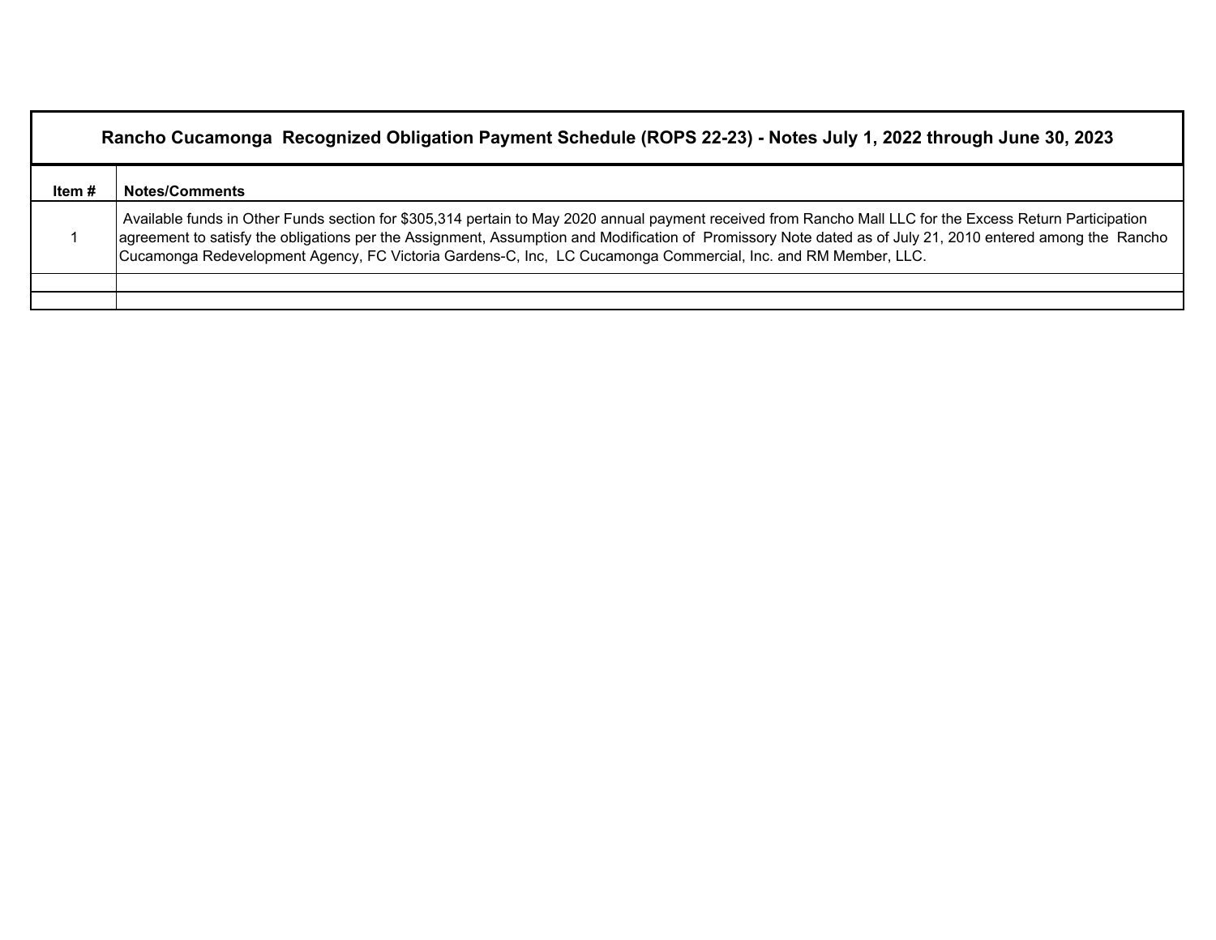# Rancho Cucamonga Recognized Obligation Payment Schedule (ROPS 22-23) - Notes July 1, 2022 through June 30, 2023

| Item # | Notes/Comments |
|---|---|
| 1 | Available funds in Other Funds section for $305,314 pertain to May 2020 annual payment received from Rancho Mall LLC for the Excess Return Participation agreement to satisfy the obligations per the Assignment, Assumption and Modification of Promissory Note dated as of July 21, 2010 entered among the Rancho Cucamonga Redevelopment Agency, FC Victoria Gardens-C, Inc, LC Cucamonga Commercial, Inc. and RM Member, LLC. |
| | |
| | |